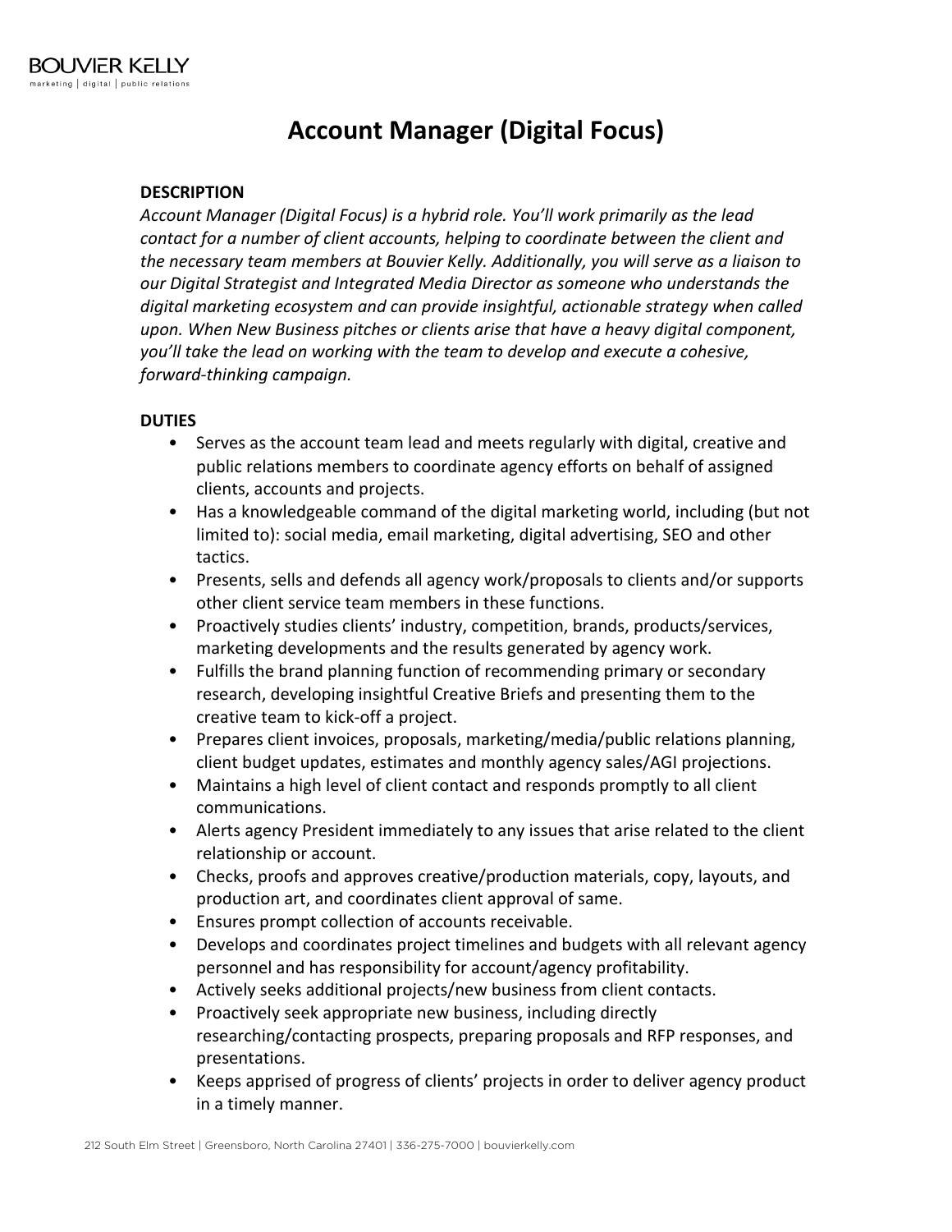BOUVIER KELLY
marketing | digital | public relations

# Account Manager (Digital Focus)

**DESCRIPTION**

*Account Manager (Digital Focus) is a hybrid role. You'll work primarily as the lead contact for a number of client accounts, helping to coordinate between the client and the necessary team members at Bouvier Kelly. Additionally, you will serve as a liaison to our Digital Strategist and Integrated Media Director as someone who understands the digital marketing ecosystem and can provide insightful, actionable strategy when called upon. When New Business pitches or clients arise that have a heavy digital component, you'll take the lead on working with the team to develop and execute a cohesive, forward-thinking campaign.*

**DUTIES**

- Serves as the account team lead and meets regularly with digital, creative and public relations members to coordinate agency efforts on behalf of assigned clients, accounts and projects.
- Has a knowledgeable command of the digital marketing world, including (but not limited to): social media, email marketing, digital advertising, SEO and other tactics.
- Presents, sells and defends all agency work/proposals to clients and/or supports other client service team members in these functions.
- Proactively studies clients' industry, competition, brands, products/services, marketing developments and the results generated by agency work.
- Fulfills the brand planning function of recommending primary or secondary research, developing insightful Creative Briefs and presenting them to the creative team to kick-off a project.
- Prepares client invoices, proposals, marketing/media/public relations planning, client budget updates, estimates and monthly agency sales/AGI projections.
- Maintains a high level of client contact and responds promptly to all client communications.
- Alerts agency President immediately to any issues that arise related to the client relationship or account.
- Checks, proofs and approves creative/production materials, copy, layouts, and production art, and coordinates client approval of same.
- Ensures prompt collection of accounts receivable.
- Develops and coordinates project timelines and budgets with all relevant agency personnel and has responsibility for account/agency profitability.
- Actively seeks additional projects/new business from client contacts.
- Proactively seek appropriate new business, including directly researching/contacting prospects, preparing proposals and RFP responses, and presentations.
- Keeps apprised of progress of clients' projects in order to deliver agency product in a timely manner.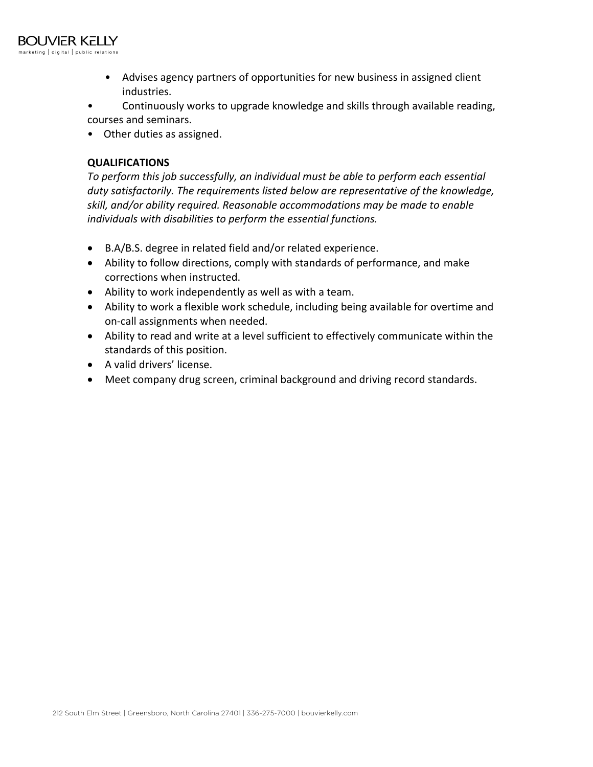- Advises agency partners of opportunities for new business in assigned client industries.
- Continuously works to upgrade knowledge and skills through available reading, courses and seminars.
- Other duties as assigned.

**QUALIFICATIONS**

*To perform this job successfully, an individual must be able to perform each essential duty satisfactorily. The requirements listed below are representative of the knowledge, skill, and/or ability required. Reasonable accommodations may be made to enable individuals with disabilities to perform the essential functions.*

- B.A/B.S. degree in related field and/or related experience.
- Ability to follow directions, comply with standards of performance, and make corrections when instructed.
- Ability to work independently as well as with a team.
- Ability to work a flexible work schedule, including being available for overtime and on-call assignments when needed.
- Ability to read and write at a level sufficient to effectively communicate within the standards of this position.
- A valid drivers' license.
- Meet company drug screen, criminal background and driving record standards.